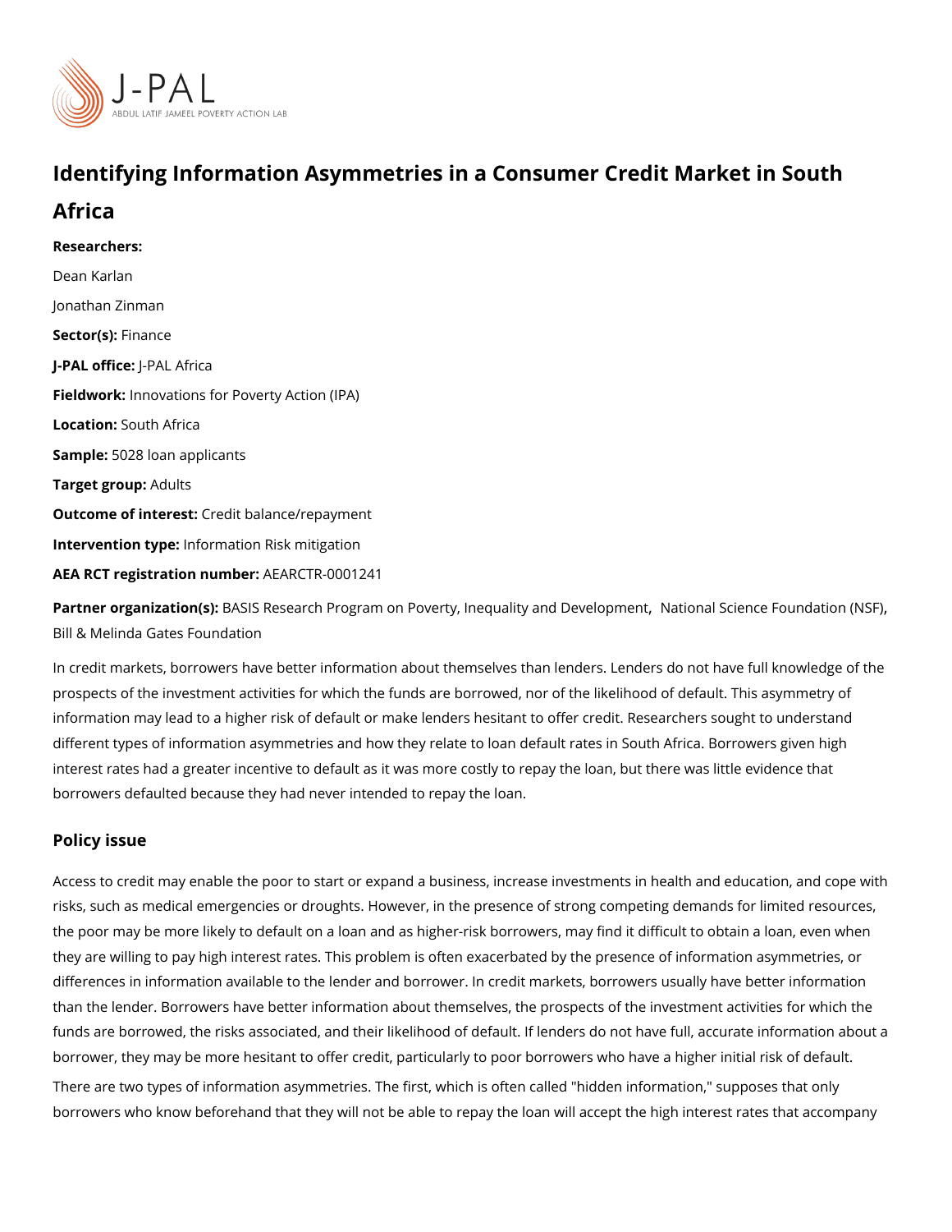# Identifying Information Asymmetries in a Consumer Credit Market in South Africa

**Researchers:**

Dean Karlan

Jonathan Zinman

**Sector(s):** Finance

**J-PAL office:** J-PAL Africa

**Fieldwork:** Innovations for Poverty Action (IPA)

**Location:** South Africa

**Sample:** 5028 loan applicants

**Target group:** Adults

**Outcome of interest:** Credit balance/repayment

**Intervention type:** Information Risk mitigation

**AEA RCT registration number:** AEARCTR-0001241

**Partner organization(s):** BASIS Research Program on Poverty, Inequality and Development, National Science Foundation (NSF), Bill & Melinda Gates Foundation

In credit markets, borrowers have better information about themselves than lenders. Lenders do not have full knowledge of the prospects of the investment activities for which the funds are borrowed, nor of the likelihood of default. This asymmetry of information may lead to a higher risk of default or make lenders hesitant to offer credit. Researchers sought to understand different types of information asymmetries and how they relate to loan default rates in South Africa. Borrowers given high interest rates had a greater incentive to default as it was more costly to repay the loan, but there was little evidence that borrowers defaulted because they had never intended to repay the loan.

## Policy issue

Access to credit may enable the poor to start or expand a business, increase investments in health and education, and cope with risks, such as medical emergencies or droughts. However, in the presence of strong competing demands for limited resources, the poor may be more likely to default on a loan and as higher-risk borrowers, may find it difficult to obtain a loan, even when they are willing to pay high interest rates. This problem is often exacerbated by the presence of information asymmetries, or differences in information available to the lender and borrower. In credit markets, borrowers usually have better information than the lender. Borrowers have better information about themselves, the prospects of the investment activities for which the funds are borrowed, the risks associated, and their likelihood of default. If lenders do not have full, accurate information about a borrower, they may be more hesitant to offer credit, particularly to poor borrowers who have a higher initial risk of default.

There are two types of information asymmetries. The first, which is often called "hidden information," supposes that only borrowers who know beforehand that they will not be able to repay the loan will accept the high interest rates that accompany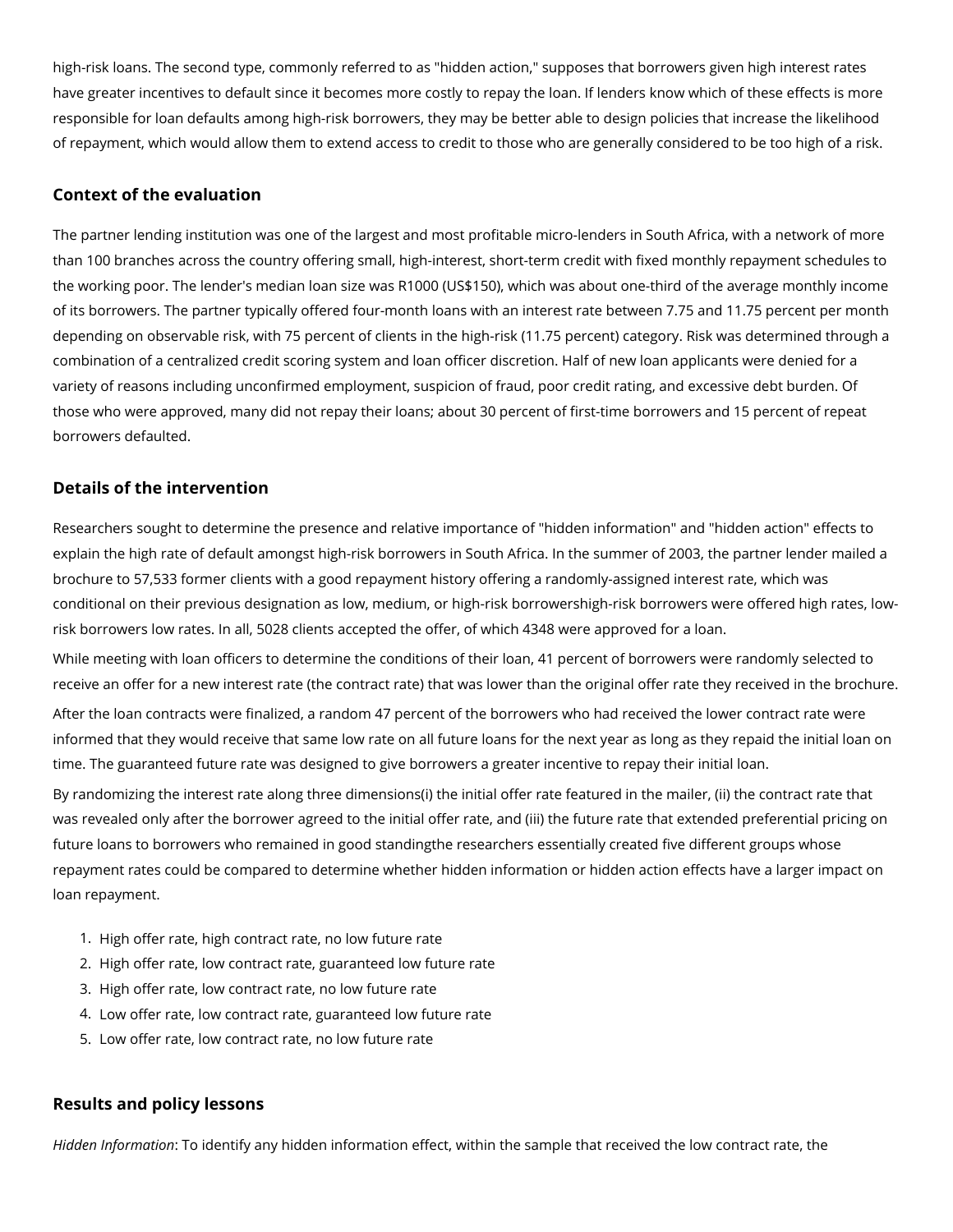high-risk loans. The second type, commonly referred to as "hidden action," supposes that borrowers given high interest rates have greater incentives to default since it becomes more costly to repay the loan. If lenders know which of these effects is more responsible for loan defaults among high-risk borrowers, they may be better able to design policies that increase the likelihood of repayment, which would allow them to extend access to credit to those who are generally considered to be too high of a risk.

### Context of the evaluation

The partner lending institution was one of the largest and most profitable micro-lenders in South Africa, with a network of more than 100 branches across the country offering small, high-interest, short-term credit with fixed monthly repayment schedules to the working poor. The lender's median loan size was R1000 (US$150), which was about one-third of the average monthly income of its borrowers. The partner typically offered four-month loans with an interest rate between 7.75 and 11.75 percent per month depending on observable risk, with 75 percent of clients in the high-risk (11.75 percent) category. Risk was determined through a combination of a centralized credit scoring system and loan officer discretion. Half of new loan applicants were denied for a variety of reasons including unconfirmed employment, suspicion of fraud, poor credit rating, and excessive debt burden. Of those who were approved, many did not repay their loans; about 30 percent of first-time borrowers and 15 percent of repeat borrowers defaulted.

### Details of the intervention

Researchers sought to determine the presence and relative importance of "hidden information" and "hidden action" effects to explain the high rate of default amongst high-risk borrowers in South Africa. In the summer of 2003, the partner lender mailed a brochure to 57,533 former clients with a good repayment history offering a randomly-assigned interest rate, which was conditional on their previous designation as low, medium, or high-risk borrowershigh-risk borrowers were offered high rates, low-risk borrowers low rates. In all, 5028 clients accepted the offer, of which 4348 were approved for a loan.

While meeting with loan officers to determine the conditions of their loan, 41 percent of borrowers were randomly selected to receive an offer for a new interest rate (the contract rate) that was lower than the original offer rate they received in the brochure.

After the loan contracts were finalized, a random 47 percent of the borrowers who had received the lower contract rate were informed that they would receive that same low rate on all future loans for the next year as long as they repaid the initial loan on time. The guaranteed future rate was designed to give borrowers a greater incentive to repay their initial loan.

By randomizing the interest rate along three dimensions(i) the initial offer rate featured in the mailer, (ii) the contract rate that was revealed only after the borrower agreed to the initial offer rate, and (iii) the future rate that extended preferential pricing on future loans to borrowers who remained in good standingthe researchers essentially created five different groups whose repayment rates could be compared to determine whether hidden information or hidden action effects have a larger impact on loan repayment.

1. High offer rate, high contract rate, no low future rate
2. High offer rate, low contract rate, guaranteed low future rate
3. High offer rate, low contract rate, no low future rate
4. Low offer rate, low contract rate, guaranteed low future rate
5. Low offer rate, low contract rate, no low future rate

### Results and policy lessons

*Hidden Information*: To identify any hidden information effect, within the sample that received the low contract rate, the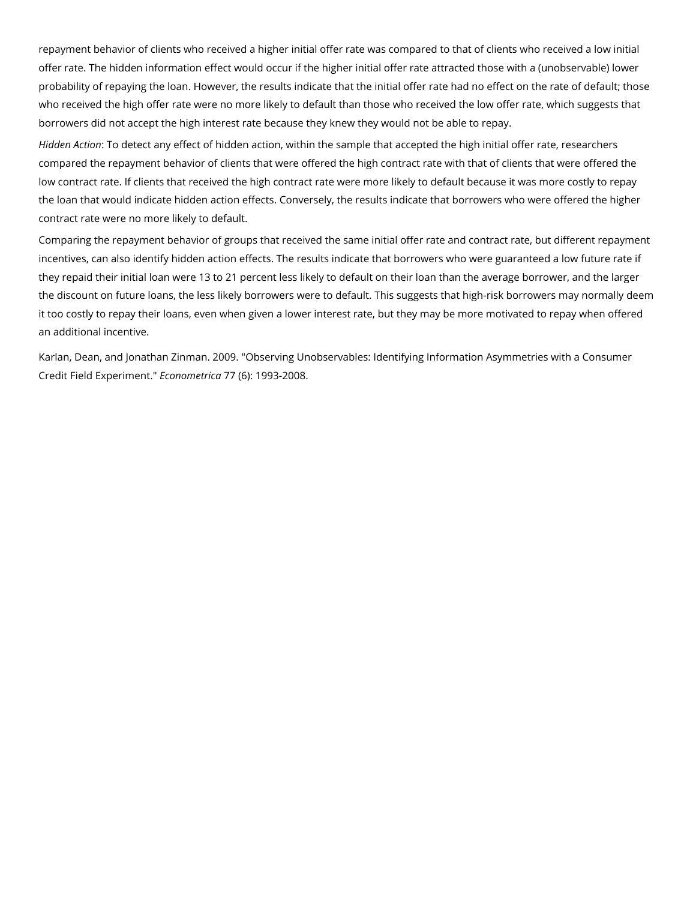repayment behavior of clients who received a higher initial offer rate was compared to that of clients who received a low initial offer rate. The hidden information effect would occur if the higher initial offer rate attracted those with a (unobservable) lower probability of repaying the loan. However, the results indicate that the initial offer rate had no effect on the rate of default; those who received the high offer rate were no more likely to default than those who received the low offer rate, which suggests that borrowers did not accept the high interest rate because they knew they would not be able to repay.

*Hidden Action*: To detect any effect of hidden action, within the sample that accepted the high initial offer rate, researchers compared the repayment behavior of clients that were offered the high contract rate with that of clients that were offered the low contract rate. If clients that received the high contract rate were more likely to default because it was more costly to repay the loan that would indicate hidden action effects. Conversely, the results indicate that borrowers who were offered the higher contract rate were no more likely to default.

Comparing the repayment behavior of groups that received the same initial offer rate and contract rate, but different repayment incentives, can also identify hidden action effects. The results indicate that borrowers who were guaranteed a low future rate if they repaid their initial loan were 13 to 21 percent less likely to default on their loan than the average borrower, and the larger the discount on future loans, the less likely borrowers were to default. This suggests that high-risk borrowers may normally deem it too costly to repay their loans, even when given a lower interest rate, but they may be more motivated to repay when offered an additional incentive.

Karlan, Dean, and Jonathan Zinman. 2009. "Observing Unobservables: Identifying Information Asymmetries with a Consumer Credit Field Experiment." *Econometrica* 77 (6): 1993-2008.